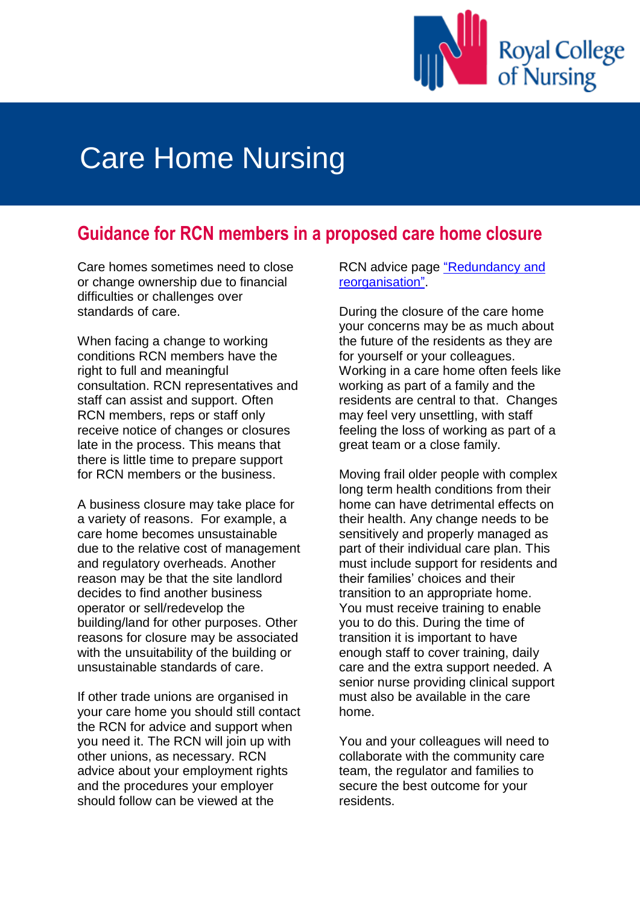# Care Home Nursing

## Guidance for RCN members in a proposed care home closure

Care homes sometimes need to close or change ownership due to financial difficulties or challenges over standards of care.

When facing a change to working conditions RCN members have the right to full and meaningful consultation. RCN representatives and staff can assist and support. Often RCN members, reps or staff only receive notice of changes or closures late in the process. This means that there is little time to prepare support for RCN members or the business.

A business closure may take place for a variety of reasons. For example, a care home becomes unsustainable due to the relative cost of management and regulatory overheads. Another reason may be that the site landlord decides to find another business operator or sell/redevelop the building/land for other purposes. Other reasons for closure may be associated with the unsuitability of the building or unsustainable standards of care.

If other trade unions are organised in your care home you should still contact the RCN for advice and support when you need it. The RCN will join up with other unions, as necessary. RCN advice about your employment rights and the procedures your employer should follow can be viewed at the RCN advice page "Redundancy and reorganisation".

During the closure of the care home your concerns may be as much about the future of the residents as they are for yourself or your colleagues. Working in a care home often feels like working as part of a family and the residents are central to that. Changes may feel very unsettling, with staff feeling the loss of working as part of a great team or a close family.

Moving frail older people with complex long term health conditions from their home can have detrimental effects on their health. Any change needs to be sensitively and properly managed as part of their individual care plan. This must include support for residents and their families' choices and their transition to an appropriate home. You must receive training to enable you to do this. During the time of transition it is important to have enough staff to cover training, daily care and the extra support needed. A senior nurse providing clinical support must also be available in the care home.

You and your colleagues will need to collaborate with the community care team, the regulator and families to secure the best outcome for your residents.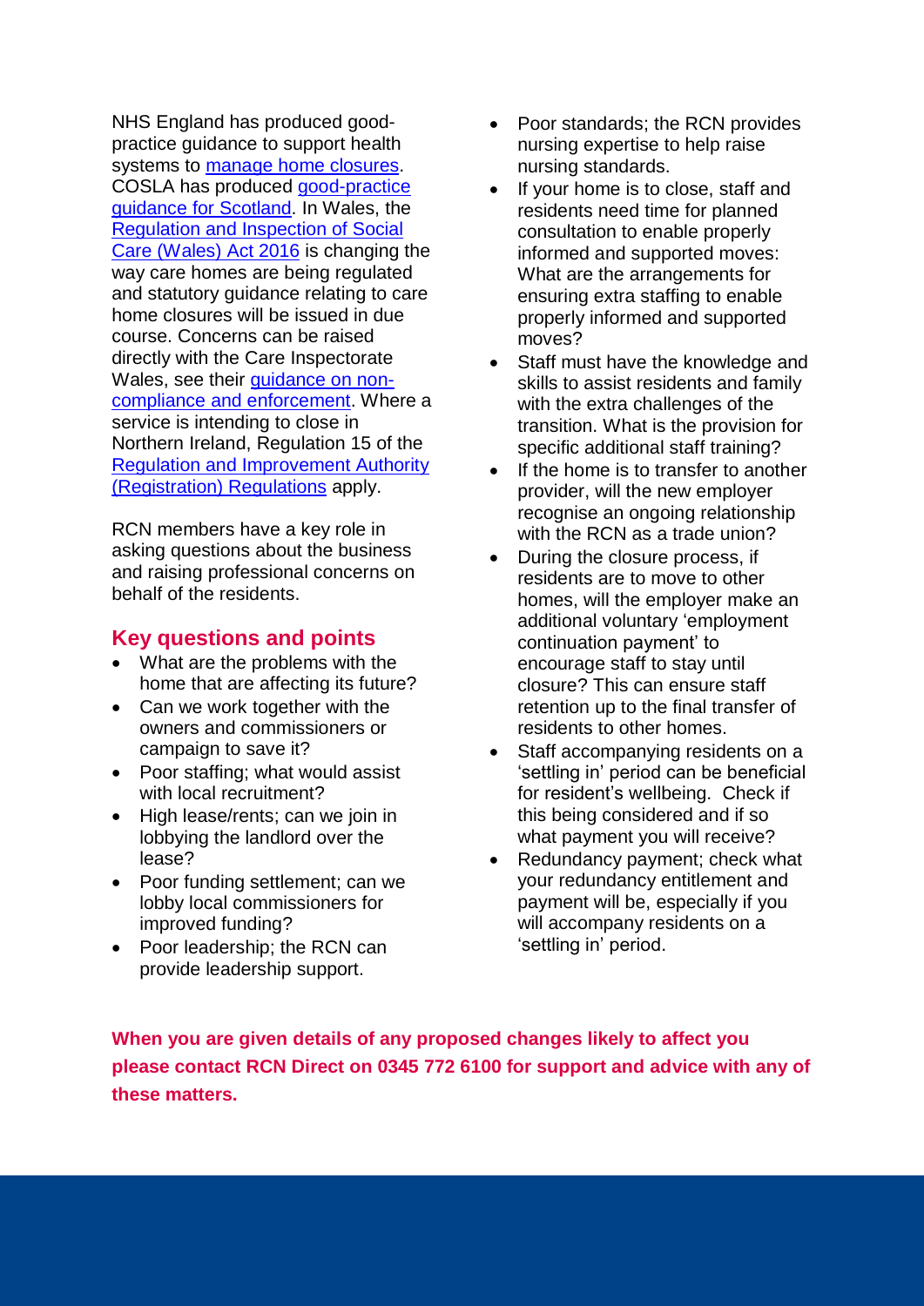NHS England has produced good-practice guidance to support health systems to manage home closures. COSLA has produced good-practice guidance for Scotland. In Wales, the Regulation and Inspection of Social Care (Wales) Act 2016 is changing the way care homes are being regulated and statutory guidance relating to care home closures will be issued in due course. Concerns can be raised directly with the Care Inspectorate Wales, see their guidance on non-compliance and enforcement. Where a service is intending to close in Northern Ireland, Regulation 15 of the Regulation and Improvement Authority (Registration) Regulations apply.

RCN members have a key role in asking questions about the business and raising professional concerns on behalf of the residents.

## Key questions and points

- What are the problems with the home that are affecting its future?
- Can we work together with the owners and commissioners or campaign to save it?
- Poor staffing; what would assist with local recruitment?
- High lease/rents; can we join in lobbying the landlord over the lease?
- Poor funding settlement; can we lobby local commissioners for improved funding?
- Poor leadership; the RCN can provide leadership support.
- Poor standards; the RCN provides nursing expertise to help raise nursing standards.
- If your home is to close, staff and residents need time for planned consultation to enable properly informed and supported moves: What are the arrangements for ensuring extra staffing to enable properly informed and supported moves?
- Staff must have the knowledge and skills to assist residents and family with the extra challenges of the transition. What is the provision for specific additional staff training?
- If the home is to transfer to another provider, will the new employer recognise an ongoing relationship with the RCN as a trade union?
- During the closure process, if residents are to move to other homes, will the employer make an additional voluntary 'employment continuation payment' to encourage staff to stay until closure? This can ensure staff retention up to the final transfer of residents to other homes.
- Staff accompanying residents on a 'settling in' period can be beneficial for resident's wellbeing. Check if this being considered and if so what payment you will receive?
- Redundancy payment; check what your redundancy entitlement and payment will be, especially if you will accompany residents on a 'settling in' period.

**When you are given details of any proposed changes likely to affect you please contact RCN Direct on 0345 772 6100 for support and advice with any of these matters.**